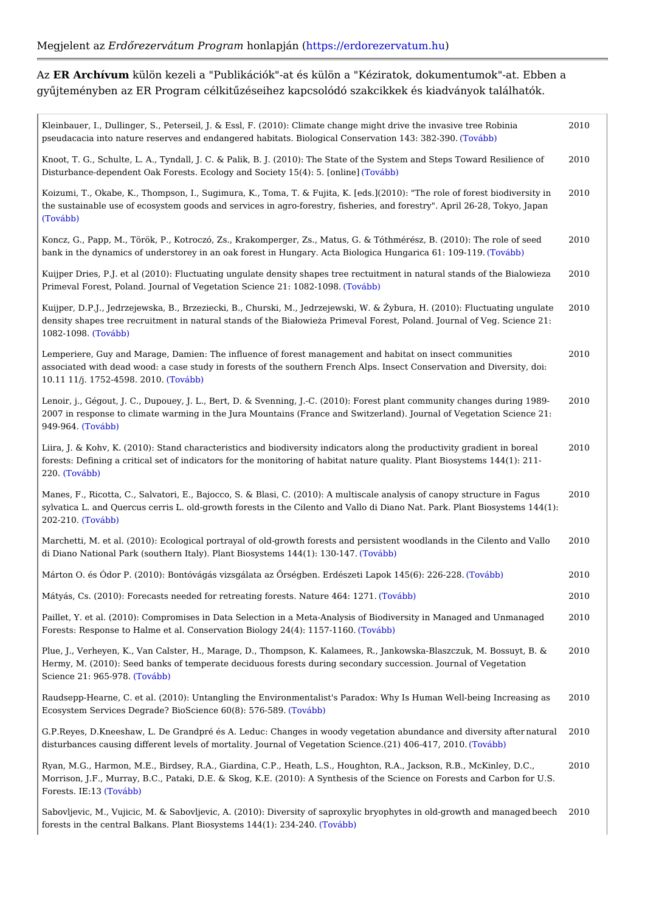Megjelent az *Erdőrezervátum Program* honlapján (https://erdorezervatum.hu)

---

Az **ER Archívum** külön kezeli a "Publikációk"-at és külön a "Kéziratok, dokumentumok"-at. Ebben a gyűjteményben az ER Program célkitűzéseihez kapcsolódó szakcikkek és kiadványok találhatók.

| | |
|---|---|
| Kleinbauer, I., Dullinger, S., Peterseil, J. & Essl, F. (2010): Climate change might drive the invasive tree Robinia pseudacacia into nature reserves and endangered habitats. Biological Conservation 143: 382-390. (Tovább) | 2010 |
| Knoot, T. G., Schulte, L. A., Tyndall, J. C. & Palik, B. J. (2010): The State of the System and Steps Toward Resilience of Disturbance-dependent Oak Forests. Ecology and Society 15(4): 5. [online] (Tovább) | 2010 |
| Koizumi, T., Okabe, K., Thompson, I., Sugimura, K., Toma, T. & Fujita, K. [eds.](2010): "The role of forest biodiversity in the sustainable use of ecosystem goods and services in agro-forestry, fisheries, and forestry". April 26-28, Tokyo, Japan (Tovább) | 2010 |
| Koncz, G., Papp, M., Török, P., Kotroczó, Zs., Krakomperger, Zs., Matus, G. & Tóthmérész, B. (2010): The role of seed bank in the dynamics of understorey in an oak forest in Hungary. Acta Biologica Hungarica 61: 109-119. (Tovább) | 2010 |
| Kuijper Dries, P.J. et al (2010): Fluctuating ungulate density shapes tree rectuitment in natural stands of the Bialowieza Primeval Forest, Poland. Journal of Vegetation Science 21: 1082-1098. (Tovább) | 2010 |
| Kuijper, D.P.J., Jedrzejewska, B., Brzeziecki, B., Churski, M., Jedrzejewski, W. & Żybura, H. (2010): Fluctuating ungulate density shapes tree recruitment in natural stands of the Białowieża Primeval Forest, Poland. Journal of Veg. Science 21: 1082-1098. (Tovább) | 2010 |
| Lemperiere, Guy and Marage, Damien: The influence of forest management and habitat on insect communities associated with dead wood: a case study in forests of the southern French Alps. Insect Conservation and Diversity, doi: 10.11 11/j. 1752-4598. 2010. (Tovább) | 2010 |
| Lenoir, j., Gégout, J. C., Dupouey, J. L., Bert, D. & Svenning, J.-C. (2010): Forest plant community changes during 1989-2007 in response to climate warming in the Jura Mountains (France and Switzerland). Journal of Vegetation Science 21: 949-964. (Tovább) | 2010 |
| Liira, J. & Kohv, K. (2010): Stand characteristics and biodiversity indicators along the productivity gradient in boreal forests: Defining a critical set of indicators for the monitoring of habitat nature quality. Plant Biosystems 144(1): 211-220. (Tovább) | 2010 |
| Manes, F., Ricotta, C., Salvatori, E., Bajocco, S. & Blasi, C. (2010): A multiscale analysis of canopy structure in Fagus sylvatica L. and Quercus cerris L. old-growth forests in the Cilento and Vallo di Diano Nat. Park. Plant Biosystems 144(1): 202-210. (Tovább) | 2010 |
| Marchetti, M. et al. (2010): Ecological portrayal of old-growth forests and persistent woodlands in the Cilento and Vallo di Diano National Park (southern Italy). Plant Biosystems 144(1): 130-147. (Tovább) | 2010 |
| Márton O. és Ódor P. (2010): Bontóvágás vizsgálata az Őrségben. Erdészeti Lapok 145(6): 226-228. (Tovább) | 2010 |
| Mátyás, Cs. (2010): Forecasts needed for retreating forests. Nature 464: 1271. (Tovább) | 2010 |
| Paillet, Y. et al. (2010): Compromises in Data Selection in a Meta-Analysis of Biodiversity in Managed and Unmanaged Forests: Response to Halme et al. Conservation Biology 24(4): 1157-1160. (Tovább) | 2010 |
| Plue, J., Verheyen, K., Van Calster, H., Marage, D., Thompson, K. Kalamees, R., Jankowska-Blaszczuk, M. Bossuyt, B. & Hermy, M. (2010): Seed banks of temperate deciduous forests during secondary succession. Journal of Vegetation Science 21: 965-978. (Tovább) | 2010 |
| Raudsepp-Hearne, C. et al. (2010): Untangling the Environmentalist's Paradox: Why Is Human Well-being Increasing as Ecosystem Services Degrade? BioScience 60(8): 576-589. (Tovább) | 2010 |
| G.P.Reyes, D.Kneeshaw, L. De Grandpré és A. Leduc: Changes in woody vegetation abundance and diversity after natural disturbances causing different levels of mortality. Journal of Vegetation Science.(21) 406-417, 2010. (Tovább) | 2010 |
| Ryan, M.G., Harmon, M.E., Birdsey, R.A., Giardina, C.P., Heath, L.S., Houghton, R.A., Jackson, R.B., McKinley, D.C., Morrison, J.F., Murray, B.C., Pataki, D.E. & Skog, K.E. (2010): A Synthesis of the Science on Forests and Carbon for U.S. Forests. IE:13 (Tovább) | 2010 |
| Sabovljevic, M., Vujicic, M. & Sabovljevic, A. (2010): Diversity of saproxylic bryophytes in old-growth and managed beech forests in the central Balkans. Plant Biosystems 144(1): 234-240. (Tovább) | 2010 |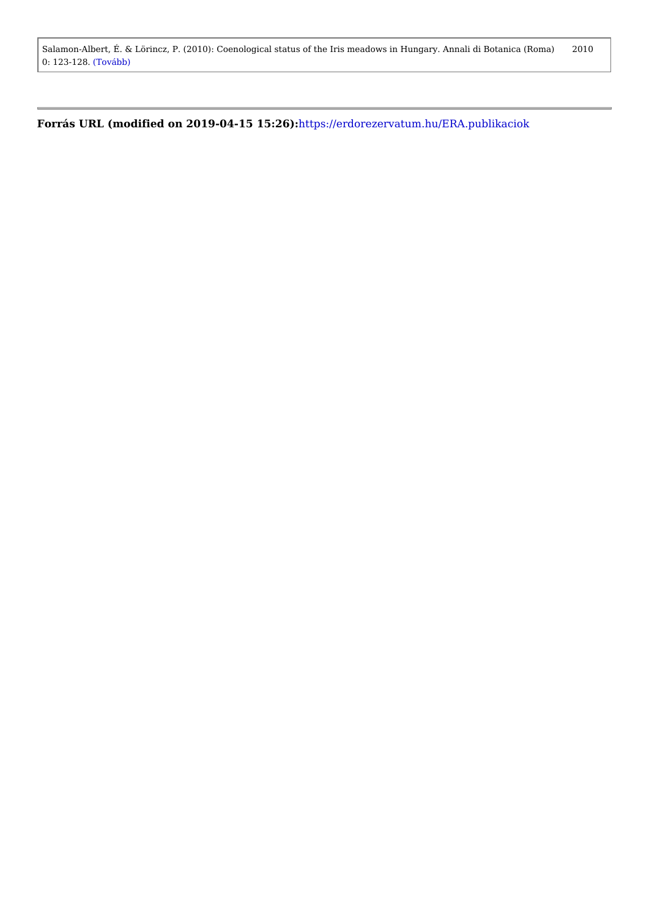| | |
|---|---|
| Salamon-Albert, É. & Lörincz, P. (2010): Coenological status of the Iris meadows in Hungary. Annali di Botanica (Roma) 0: 123-128. (Tovább) | 2010 |

---

**Forrás URL (modified on 2019-04-15 15:26):**https://erdorezervatum.hu/ERA.publikaciok